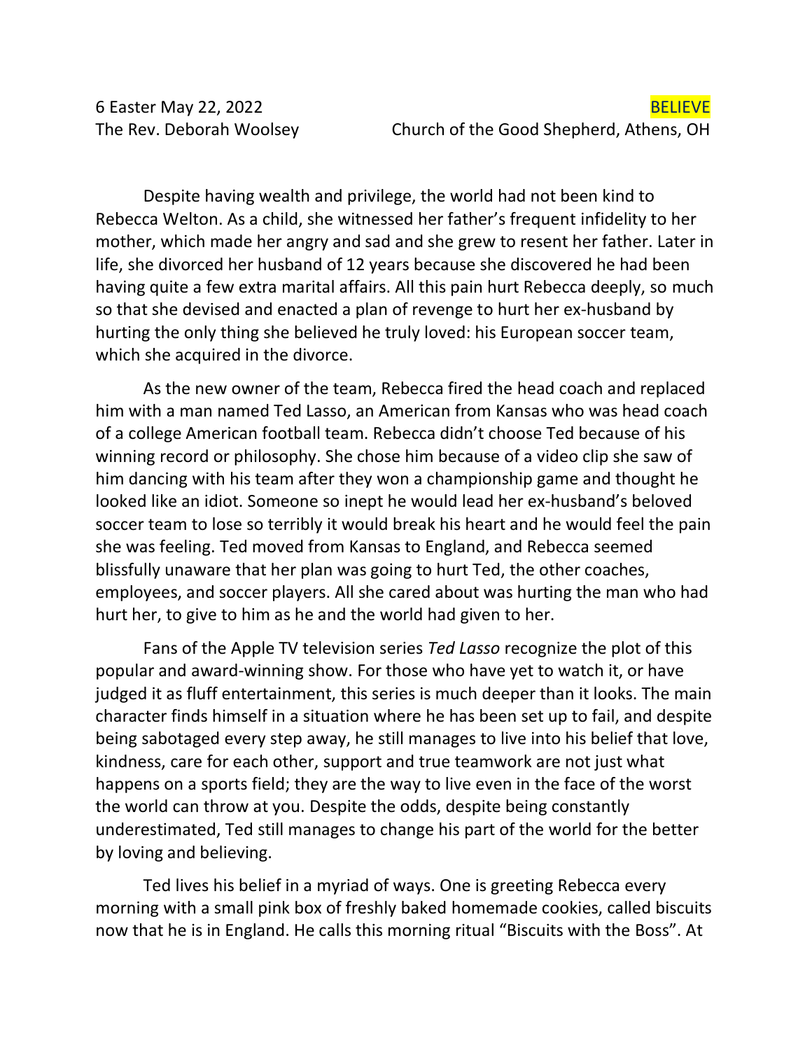6 Easter May 22, 2022 **BELIEVE**

The Rev. Deborah Woolsey Church of the Good Shepherd, Athens, OH

Despite having wealth and privilege, the world had not been kind to Rebecca Welton. As a child, she witnessed her father's frequent infidelity to her mother, which made her angry and sad and she grew to resent her father. Later in life, she divorced her husband of 12 years because she discovered he had been having quite a few extra marital affairs. All this pain hurt Rebecca deeply, so much so that she devised and enacted a plan of revenge to hurt her ex-husband by hurting the only thing she believed he truly loved: his European soccer team, which she acquired in the divorce.

As the new owner of the team, Rebecca fired the head coach and replaced him with a man named Ted Lasso, an American from Kansas who was head coach of a college American football team. Rebecca didn't choose Ted because of his winning record or philosophy. She chose him because of a video clip she saw of him dancing with his team after they won a championship game and thought he looked like an idiot. Someone so inept he would lead her ex-husband's beloved soccer team to lose so terribly it would break his heart and he would feel the pain she was feeling. Ted moved from Kansas to England, and Rebecca seemed blissfully unaware that her plan was going to hurt Ted, the other coaches, employees, and soccer players. All she cared about was hurting the man who had hurt her, to give to him as he and the world had given to her.

Fans of the Apple TV television series *Ted Lasso* recognize the plot of this popular and award-winning show. For those who have yet to watch it, or have judged it as fluff entertainment, this series is much deeper than it looks. The main character finds himself in a situation where he has been set up to fail, and despite being sabotaged every step away, he still manages to live into his belief that love, kindness, care for each other, support and true teamwork are not just what happens on a sports field; they are the way to live even in the face of the worst the world can throw at you. Despite the odds, despite being constantly underestimated, Ted still manages to change his part of the world for the better by loving and believing.

Ted lives his belief in a myriad of ways. One is greeting Rebecca every morning with a small pink box of freshly baked homemade cookies, called biscuits now that he is in England. He calls this morning ritual "Biscuits with the Boss". At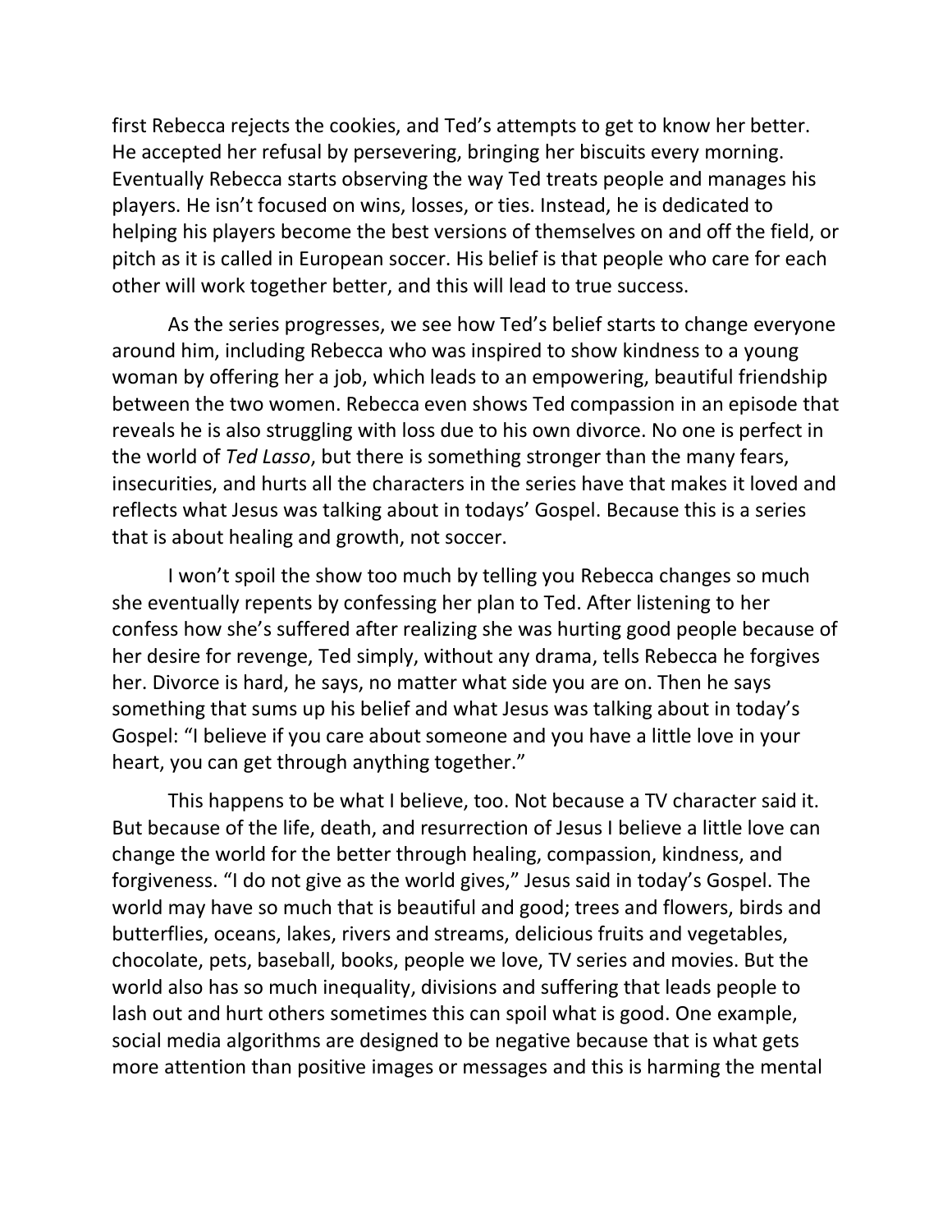first Rebecca rejects the cookies, and Ted's attempts to get to know her better. He accepted her refusal by persevering, bringing her biscuits every morning. Eventually Rebecca starts observing the way Ted treats people and manages his players. He isn't focused on wins, losses, or ties. Instead, he is dedicated to helping his players become the best versions of themselves on and off the field, or pitch as it is called in European soccer. His belief is that people who care for each other will work together better, and this will lead to true success.

As the series progresses, we see how Ted's belief starts to change everyone around him, including Rebecca who was inspired to show kindness to a young woman by offering her a job, which leads to an empowering, beautiful friendship between the two women. Rebecca even shows Ted compassion in an episode that reveals he is also struggling with loss due to his own divorce. No one is perfect in the world of *Ted Lasso*, but there is something stronger than the many fears, insecurities, and hurts all the characters in the series have that makes it loved and reflects what Jesus was talking about in todays' Gospel. Because this is a series that is about healing and growth, not soccer.

I won't spoil the show too much by telling you Rebecca changes so much she eventually repents by confessing her plan to Ted. After listening to her confess how she's suffered after realizing she was hurting good people because of her desire for revenge, Ted simply, without any drama, tells Rebecca he forgives her. Divorce is hard, he says, no matter what side you are on. Then he says something that sums up his belief and what Jesus was talking about in today's Gospel: "I believe if you care about someone and you have a little love in your heart, you can get through anything together."

This happens to be what I believe, too. Not because a TV character said it. But because of the life, death, and resurrection of Jesus I believe a little love can change the world for the better through healing, compassion, kindness, and forgiveness. "I do not give as the world gives," Jesus said in today's Gospel. The world may have so much that is beautiful and good; trees and flowers, birds and butterflies, oceans, lakes, rivers and streams, delicious fruits and vegetables, chocolate, pets, baseball, books, people we love, TV series and movies. But the world also has so much inequality, divisions and suffering that leads people to lash out and hurt others sometimes this can spoil what is good. One example, social media algorithms are designed to be negative because that is what gets more attention than positive images or messages and this is harming the mental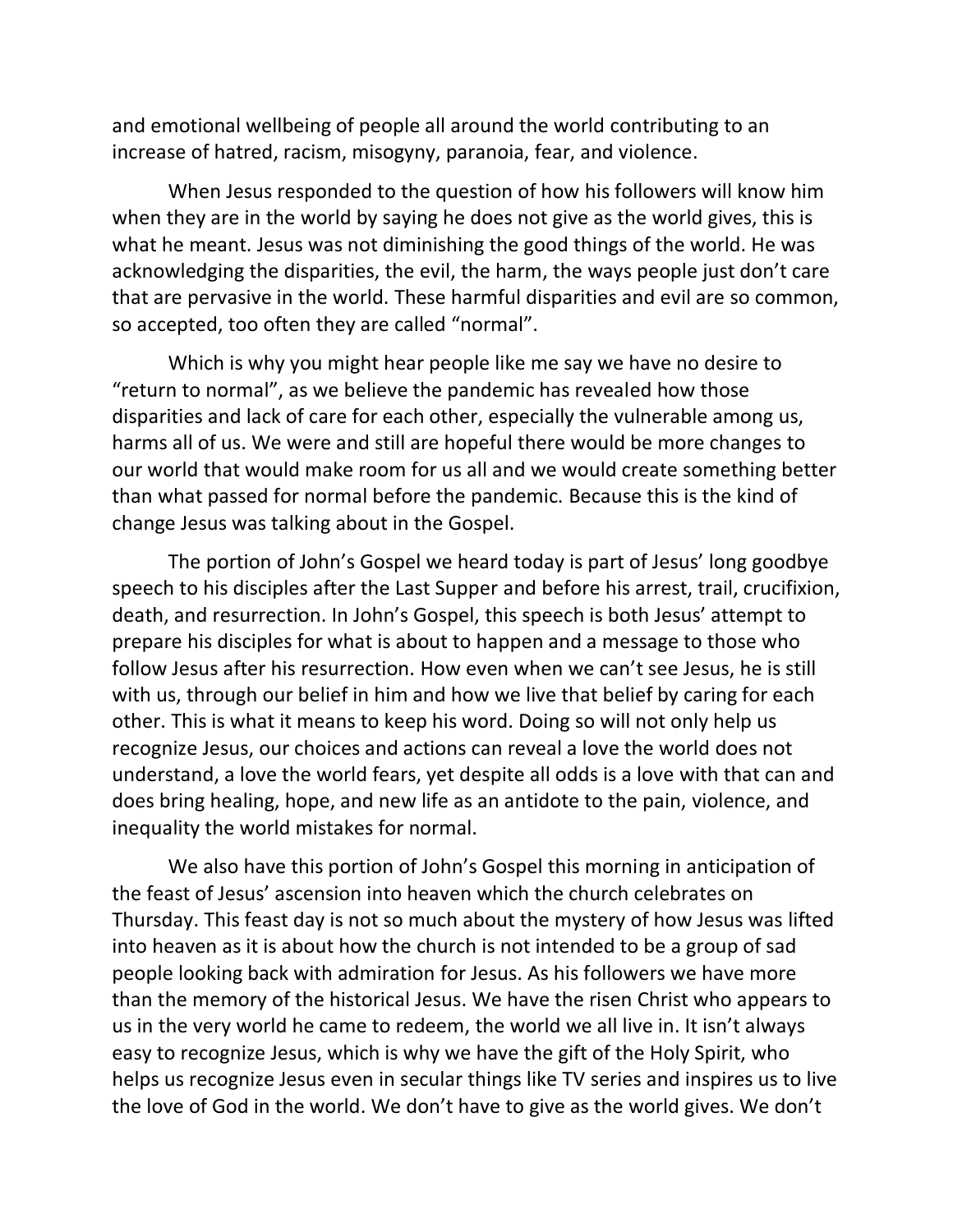and emotional wellbeing of people all around the world contributing to an increase of hatred, racism, misogyny, paranoia, fear, and violence.

When Jesus responded to the question of how his followers will know him when they are in the world by saying he does not give as the world gives, this is what he meant. Jesus was not diminishing the good things of the world. He was acknowledging the disparities, the evil, the harm, the ways people just don't care that are pervasive in the world. These harmful disparities and evil are so common, so accepted, too often they are called "normal".

Which is why you might hear people like me say we have no desire to "return to normal", as we believe the pandemic has revealed how those disparities and lack of care for each other, especially the vulnerable among us, harms all of us. We were and still are hopeful there would be more changes to our world that would make room for us all and we would create something better than what passed for normal before the pandemic. Because this is the kind of change Jesus was talking about in the Gospel.

The portion of John's Gospel we heard today is part of Jesus' long goodbye speech to his disciples after the Last Supper and before his arrest, trail, crucifixion, death, and resurrection. In John's Gospel, this speech is both Jesus' attempt to prepare his disciples for what is about to happen and a message to those who follow Jesus after his resurrection. How even when we can't see Jesus, he is still with us, through our belief in him and how we live that belief by caring for each other. This is what it means to keep his word. Doing so will not only help us recognize Jesus, our choices and actions can reveal a love the world does not understand, a love the world fears, yet despite all odds is a love with that can and does bring healing, hope, and new life as an antidote to the pain, violence, and inequality the world mistakes for normal.

We also have this portion of John's Gospel this morning in anticipation of the feast of Jesus' ascension into heaven which the church celebrates on Thursday. This feast day is not so much about the mystery of how Jesus was lifted into heaven as it is about how the church is not intended to be a group of sad people looking back with admiration for Jesus. As his followers we have more than the memory of the historical Jesus. We have the risen Christ who appears to us in the very world he came to redeem, the world we all live in. It isn't always easy to recognize Jesus, which is why we have the gift of the Holy Spirit, who helps us recognize Jesus even in secular things like TV series and inspires us to live the love of God in the world. We don't have to give as the world gives. We don't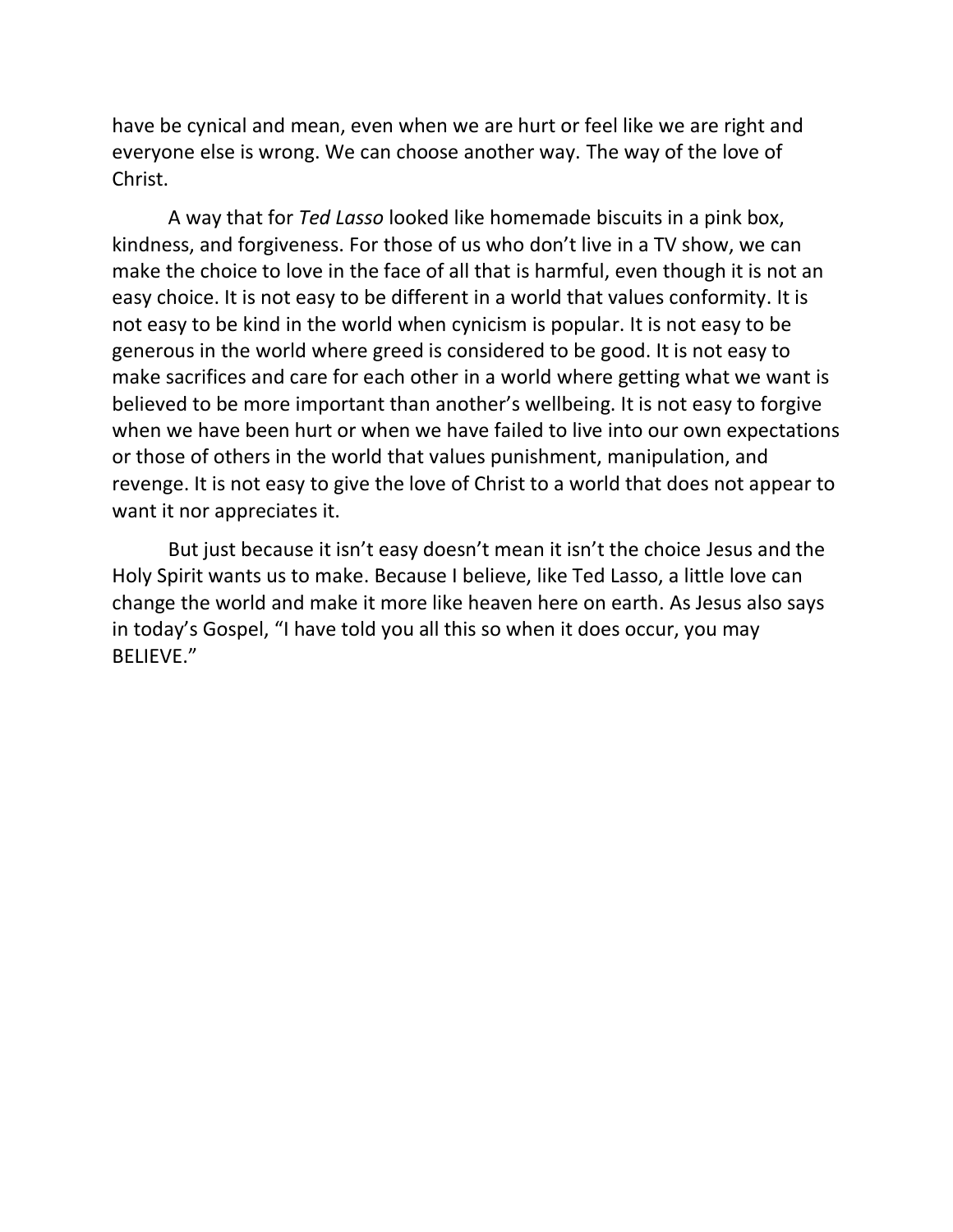have be cynical and mean, even when we are hurt or feel like we are right and everyone else is wrong. We can choose another way. The way of the love of Christ.

A way that for *Ted Lasso* looked like homemade biscuits in a pink box, kindness, and forgiveness. For those of us who don't live in a TV show, we can make the choice to love in the face of all that is harmful, even though it is not an easy choice. It is not easy to be different in a world that values conformity. It is not easy to be kind in the world when cynicism is popular. It is not easy to be generous in the world where greed is considered to be good. It is not easy to make sacrifices and care for each other in a world where getting what we want is believed to be more important than another's wellbeing. It is not easy to forgive when we have been hurt or when we have failed to live into our own expectations or those of others in the world that values punishment, manipulation, and revenge. It is not easy to give the love of Christ to a world that does not appear to want it nor appreciates it.

But just because it isn't easy doesn't mean it isn't the choice Jesus and the Holy Spirit wants us to make. Because I believe, like Ted Lasso, a little love can change the world and make it more like heaven here on earth. As Jesus also says in today's Gospel, "I have told you all this so when it does occur, you may BELIEVE."